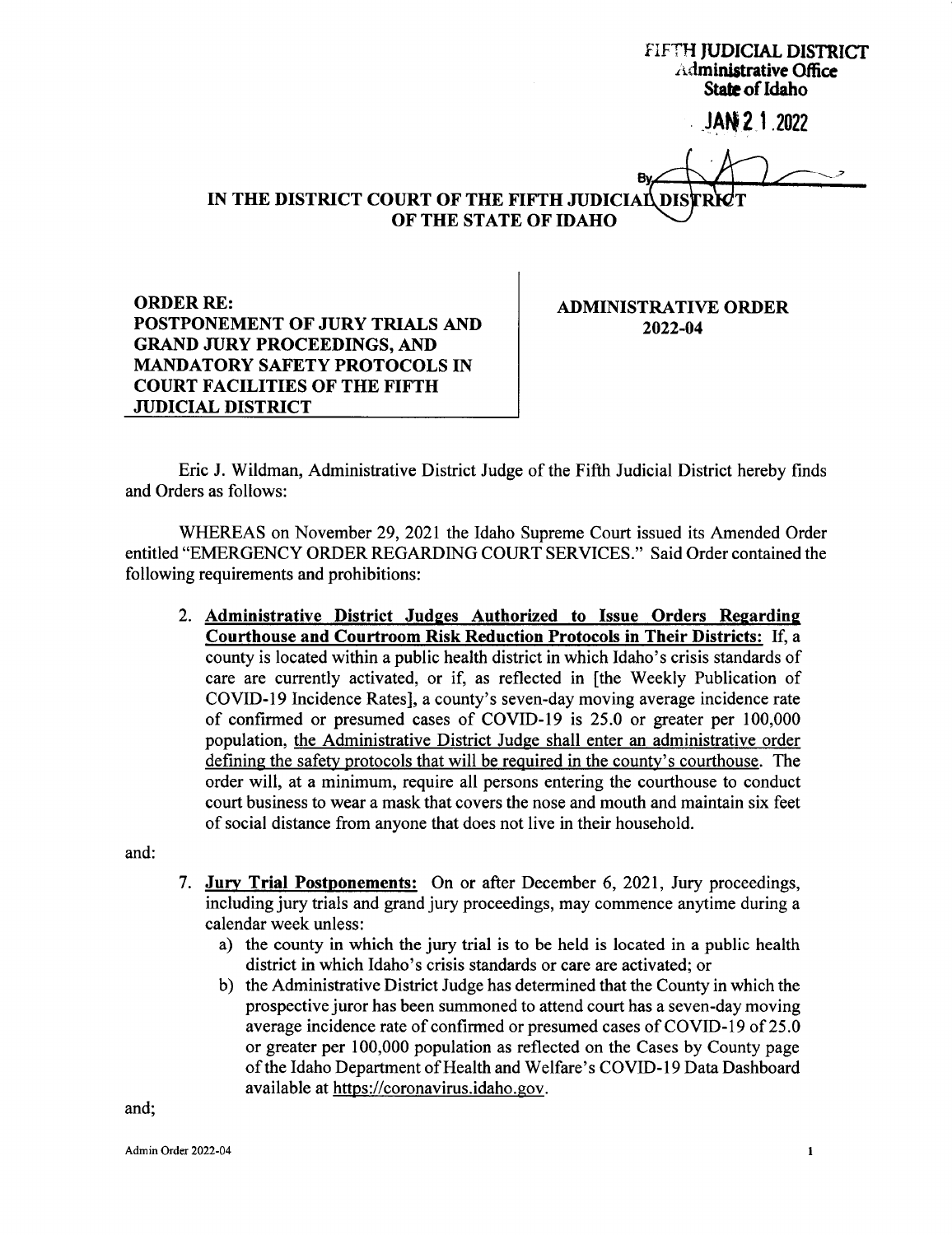FIFTH JUDICIAL DISTRICT
Administrative Office
State of Idaho

JAN 21 2022

By

# IN THE DISTRICT COURT OF THE FIFTH JUDICIAL DISTRICT OF THE STATE OF IDAHO

| ORDER RE: POSTPONEMENT OF JURY TRIALS AND GRAND JURY PROCEEDINGS, AND MANDATORY SAFETY PROTOCOLS IN COURT FACILITIES OF THE FIFTH JUDICIAL DISTRICT | ADMINISTRATIVE ORDER 2022-04 |
|---|---|

Eric J. Wildman, Administrative District Judge of the Fifth Judicial District hereby finds and Orders as follows:

WHEREAS on November 29, 2021 the Idaho Supreme Court issued its Amended Order entitled "EMERGENCY ORDER REGARDING COURT SERVICES." Said Order contained the following requirements and prohibitions:

2. **Administrative District Judges Authorized to Issue Orders Regarding Courthouse and Courtroom Risk Reduction Protocols in Their Districts:** If, a county is located within a public health district in which Idaho's crisis standards of care are currently activated, or if, as reflected in [the Weekly Publication of COVID-19 Incidence Rates], a county's seven-day moving average incidence rate of confirmed or presumed cases of COVID-19 is 25.0 or greater per 100,000 population, the Administrative District Judge shall enter an administrative order defining the safety protocols that will be required in the county's courthouse. The order will, at a minimum, require all persons entering the courthouse to conduct court business to wear a mask that covers the nose and mouth and maintain six feet of social distance from anyone that does not live in their household.

and:

7. **Jury Trial Postponements:** On or after December 6, 2021, Jury proceedings, including jury trials and grand jury proceedings, may commence anytime during a calendar week unless:
   a) the county in which the jury trial is to be held is located in a public health district in which Idaho's crisis standards or care are activated; or
   b) the Administrative District Judge has determined that the County in which the prospective juror has been summoned to attend court has a seven-day moving average incidence rate of confirmed or presumed cases of COVID-19 of 25.0 or greater per 100,000 population as reflected on the Cases by County page of the Idaho Department of Health and Welfare's COVID-19 Data Dashboard available at https://coronavirus.idaho.gov.

and;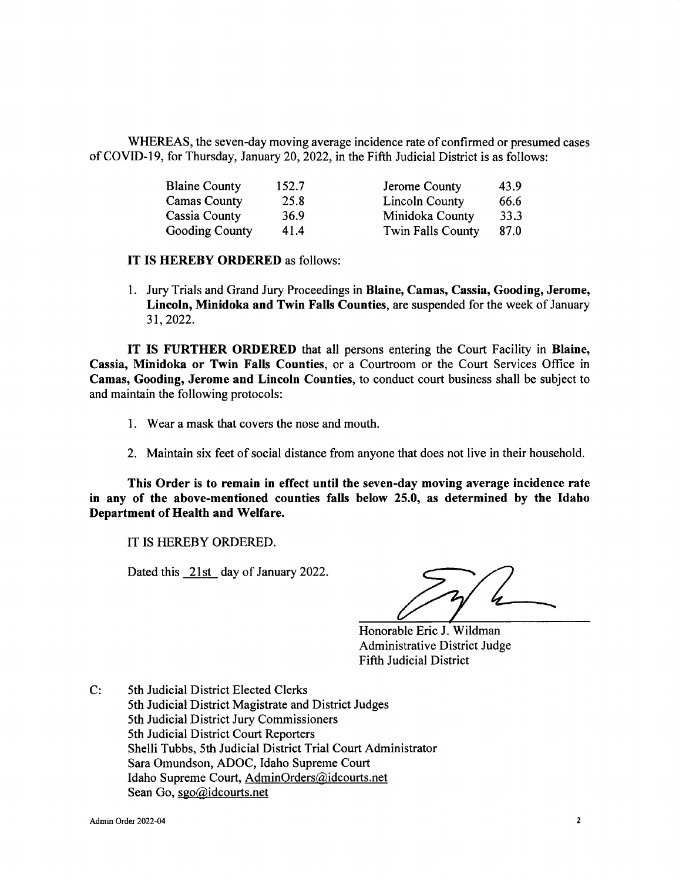WHEREAS, the seven-day moving average incidence rate of confirmed or presumed cases of COVID-19, for Thursday, January 20, 2022, in the Fifth Judicial District is as follows:

| | | | |
|---|---|---|---|
| Blaine County | 152.7 | Jerome County | 43.9 |
| Camas County | 25.8 | Lincoln County | 66.6 |
| Cassia County | 36.9 | Minidoka County | 33.3 |
| Gooding County | 41.4 | Twin Falls County | 87.0 |

**IT IS HEREBY ORDERED** as follows:

1. Jury Trials and Grand Jury Proceedings in **Blaine, Camas, Cassia, Gooding, Jerome, Lincoln, Minidoka and Twin Falls Counties**, are suspended for the week of January 31, 2022.

**IT IS FURTHER ORDERED** that all persons entering the Court Facility in **Blaine, Cassia, Minidoka or Twin Falls Counties**, or a Courtroom or the Court Services Office in **Camas, Gooding, Jerome and Lincoln Counties**, to conduct court business shall be subject to and maintain the following protocols:

1. Wear a mask that covers the nose and mouth.
2. Maintain six feet of social distance from anyone that does not live in their household.

**This Order is to remain in effect until the seven-day moving average incidence rate in any of the above-mentioned counties falls below 25.0, as determined by the Idaho Department of Health and Welfare.**

IT IS HEREBY ORDERED.

Dated this 21st day of January 2022.

Honorable Eric J. Wildman
Administrative District Judge
Fifth Judicial District

C: 5th Judicial District Elected Clerks
5th Judicial District Magistrate and District Judges
5th Judicial District Jury Commissioners
5th Judicial District Court Reporters
Shelli Tubbs, 5th Judicial District Trial Court Administrator
Sara Omundson, ADOC, Idaho Supreme Court
Idaho Supreme Court, AdminOrders@idcourts.net
Sean Go, sgo@idcourts.net

Admin Order 2022-04